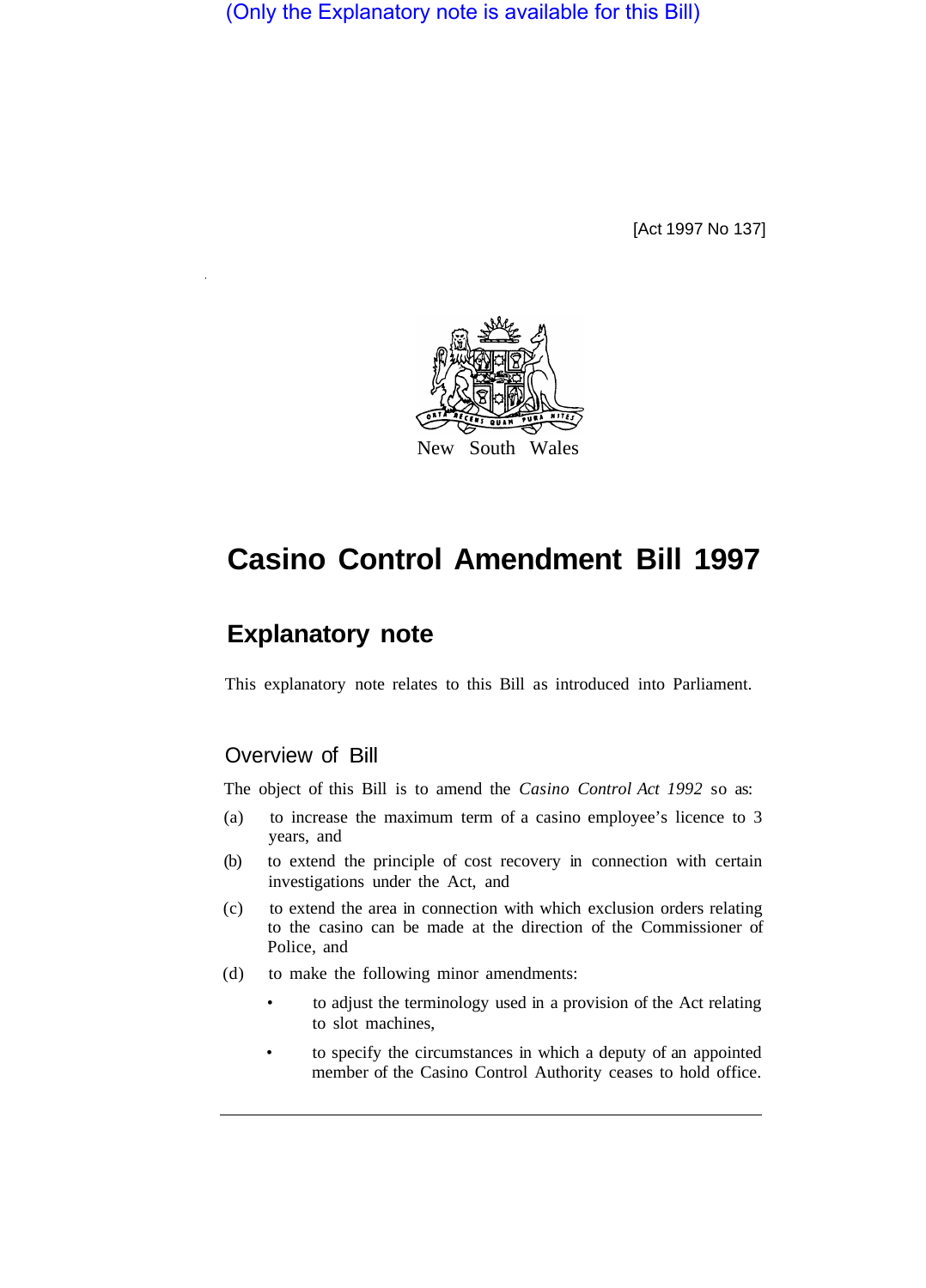(Only the Explanatory note is available for this Bill)

[Act 1997 No 137]

New South Wales

# Casino Control Amendment Bill 1997

## Explanatory note

This explanatory note relates to this Bill as introduced into Parliament.

### Overview of Bill

The object of this Bill is to amend the *Casino Control Act 1992* so as:

(a) to increase the maximum term of a casino employee's licence to 3 years, and

(b) to extend the principle of cost recovery in connection with certain investigations under the Act, and

(c) to extend the area in connection with which exclusion orders relating to the casino can be made at the direction of the Commissioner of Police, and

(d) to make the following minor amendments:

- to adjust the terminology used in a provision of the Act relating to slot machines,
- to specify the circumstances in which a deputy of an appointed member of the Casino Control Authority ceases to hold office.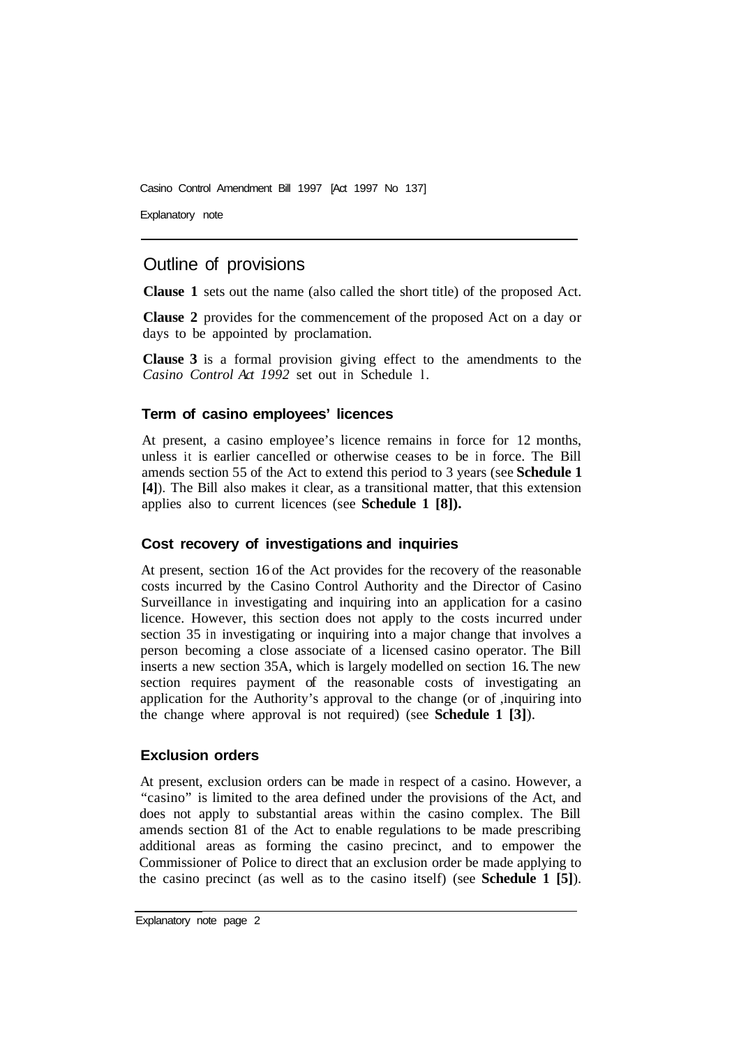# Outline of provisions

**Clause 1** sets out the name (also called the short title) of the proposed Act.

**Clause 2** provides for the commencement of the proposed Act on a day or days to be appointed by proclamation.

**Clause 3** is a formal provision giving effect to the amendments to the *Casino Control Act 1992* set out in Schedule 1.

### Term of casino employees' licences

At present, a casino employee's licence remains in force for 12 months, unless it is earlier cancelled or otherwise ceases to be in force. The Bill amends section 55 of the Act to extend this period to 3 years (see **Schedule 1 [4]**). The Bill also makes it clear, as a transitional matter, that this extension applies also to current licences (see **Schedule 1 [8]).**

### Cost recovery of investigations and inquiries

At present, section 16 of the Act provides for the recovery of the reasonable costs incurred by the Casino Control Authority and the Director of Casino Surveillance in investigating and inquiring into an application for a casino licence. However, this section does not apply to the costs incurred under section 35 in investigating or inquiring into a major change that involves a person becoming a close associate of a licensed casino operator. The Bill inserts a new section 35A, which is largely modelled on section 16. The new section requires payment of the reasonable costs of investigating an application for the Authority's approval to the change (or of ,inquiring into the change where approval is not required) (see **Schedule 1 [3]**).

### Exclusion orders

At present, exclusion orders can be made in respect of a casino. However, a "casino" is limited to the area defined under the provisions of the Act, and does not apply to substantial areas within the casino complex. The Bill amends section 81 of the Act to enable regulations to be made prescribing additional areas as forming the casino precinct, and to empower the Commissioner of Police to direct that an exclusion order be made applying to the casino precinct (as well as to the casino itself) (see **Schedule 1 [5]**).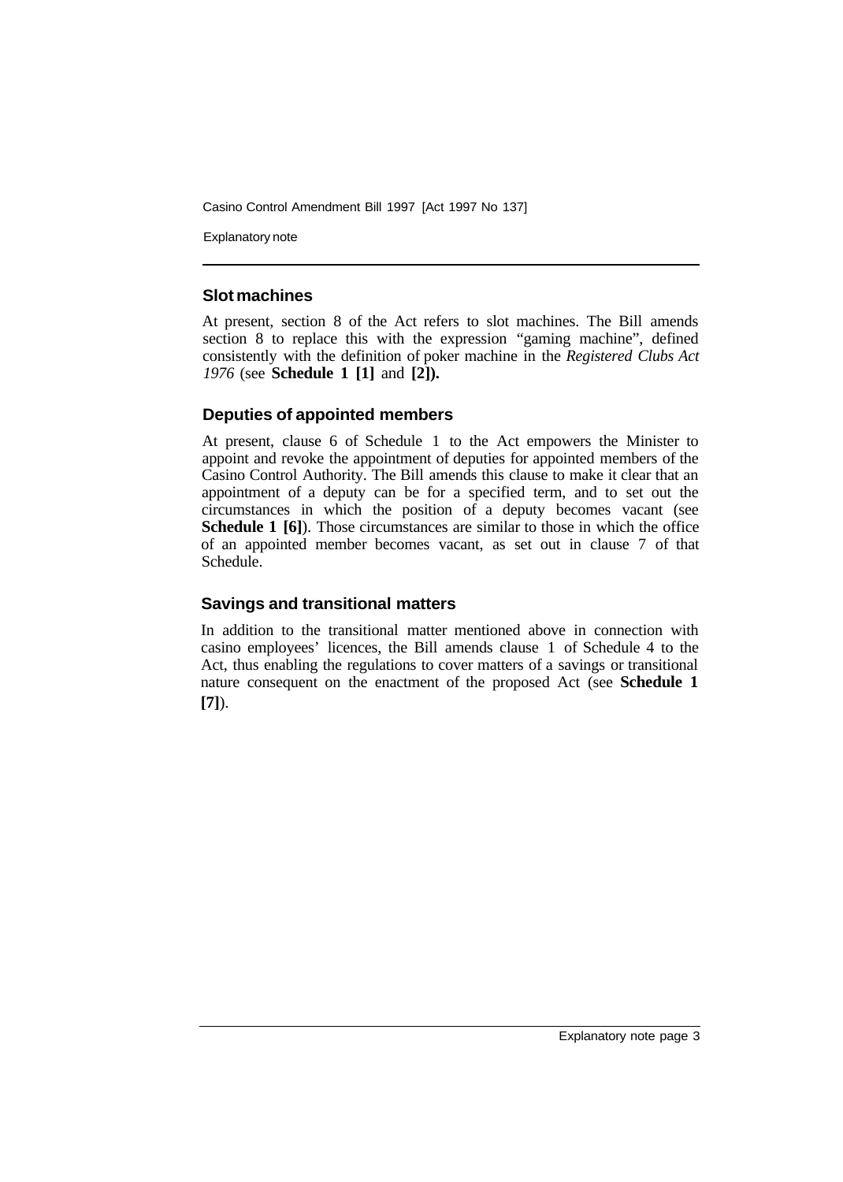## Slot machines

At present, section 8 of the Act refers to slot machines. The Bill amends section 8 to replace this with the expression "gaming machine", defined consistently with the definition of poker machine in the *Registered Clubs Act 1976* (see **Schedule 1 [1]** and **[2]).**

## Deputies of appointed members

At present, clause 6 of Schedule 1 to the Act empowers the Minister to appoint and revoke the appointment of deputies for appointed members of the Casino Control Authority. The Bill amends this clause to make it clear that an appointment of a deputy can be for a specified term, and to set out the circumstances in which the position of a deputy becomes vacant (see **Schedule 1 [6]**). Those circumstances are similar to those in which the office of an appointed member becomes vacant, as set out in clause 7 of that Schedule.

## Savings and transitional matters

In addition to the transitional matter mentioned above in connection with casino employees' licences, the Bill amends clause 1 of Schedule 4 to the Act, thus enabling the regulations to cover matters of a savings or transitional nature consequent on the enactment of the proposed Act (see **Schedule 1 [7]**).